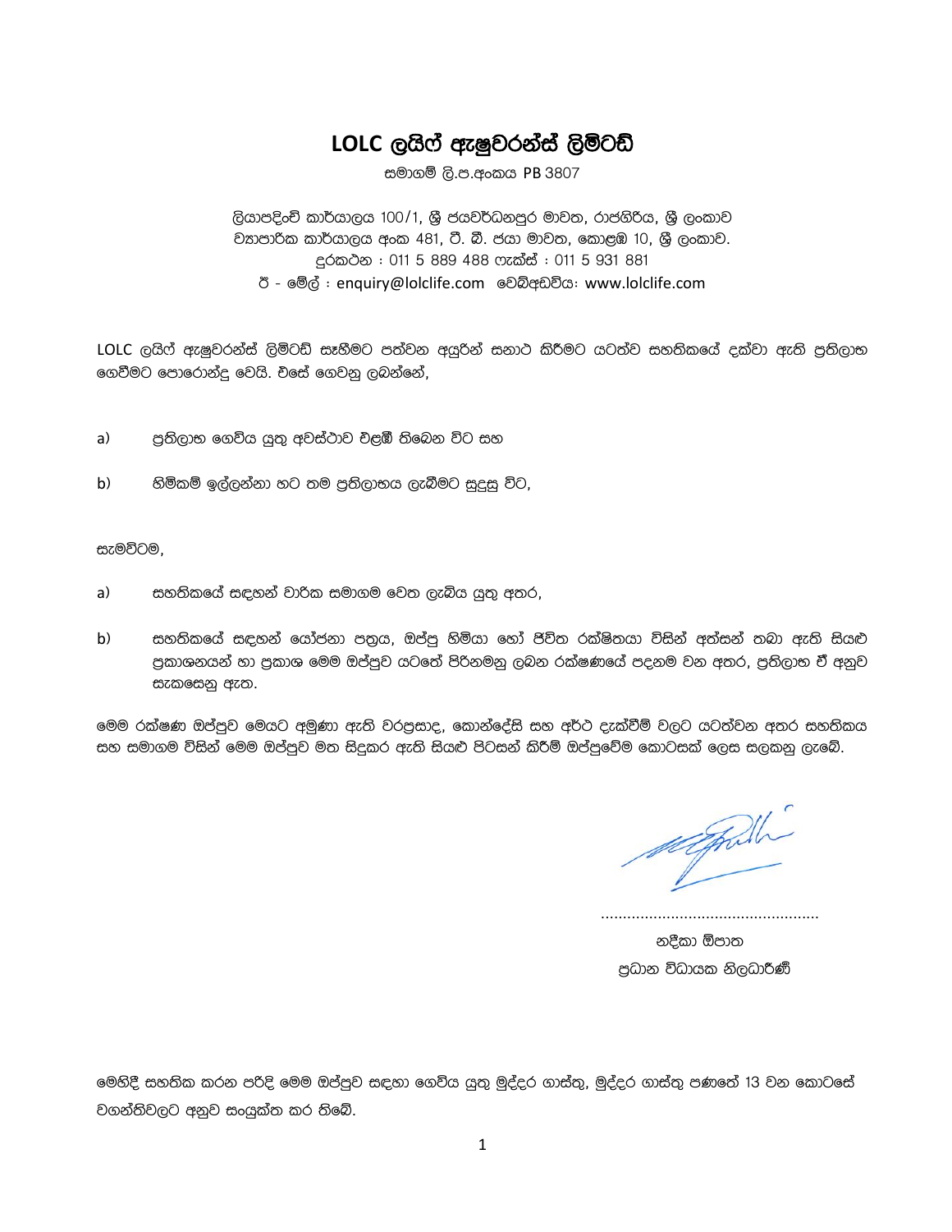# LOLC ලයිෆ් ඇෂුවරන්ස් ලිමිටඩ්

සමාගම් ලි.ප.අංකය PB 3807

ලියාපදිංචි කාර්යාලය 100/1, ශ්‍රී ජයවර්ධනපුර මාවත, රාජගිරිය, ශ්‍රී ලංකාව
ව්‍යාපාරික කාර්යාලය අංක 481, ටී. බී. ජයා මාවත, කොළඹ 10, ශ්‍රී ලංකාව.
දුරකථන : 011 5 889 488 ෆැක්ස් : 011 5 931 881
ඊ - මේල් : enquiry@lolclife.com වෙබ්අඩවිය: www.lolclife.com

LOLC ලයිෆ් ඇෂුවරන්ස් ලිමිටඩ් සෑහීමට පත්වන අයුරින් සනාථ කිරීමට යටත්ව සහතිකයේ දක්වා ඇති ප්‍රතිලාභ ගෙවීමට පොරොන්දු වෙයි. එසේ ගෙවනු ලබන්නේ,

a) ප්‍රතිලාභ ගෙවිය යුතු අවස්ථාව එළඹී තිබෙන විට සහ

b) හිමිකම් ඉල්ලන්නා හට තම ප්‍රතිලාභය ලැබීමට සුදුසු විට,

සැමවිටම,

a) සහතිකයේ සඳහන් වාරික සමාගම වෙත ලැබිය යුතු අතර,

b) සහතිකයේ සඳහන් යෝජනා පත්‍රය, ඔප්පු හිමියා හෝ ජීවිත රක්ෂිතයා විසින් අත්සන් තබා ඇති සියළු ප්‍රකාශනයන් හා ප්‍රකාශ මෙම ඔප්පුව යටතේ පිරිනමනු ලබන රක්ෂණයේ පදනම වන අතර, ප්‍රතිලාභ ඒ අනුව සැකසෙනු ඇත.

මෙම රක්ෂණ ඔප්පුව මෙයට අමුණා ඇති වරප්‍රසාද, කොන්දේසි සහ අර්ථ දැක්වීම් වලට යටත්වන අතර සහතිකය සහ සමාගම විසින් මෙම ඔප්පුව මත සිදුකර ඇති සියළු පිටසන් කිරීම් ඔප්පුවේම කොටසක් ලෙස සලකනු ලැබේ.

.................................................
නදීකා ඕපාත
ප්‍රධාන විධායක නිලධාරිණී

මෙහිදී සහතික කරන පරිදි මෙම ඔප්පුව සඳහා ගෙවිය යුතු මුද්දර ගාස්තු, මුද්දර ගාස්තු පණතේ 13 වන කොටසේ වගන්තිවලට අනුව සංයුක්ත කර තිබේ.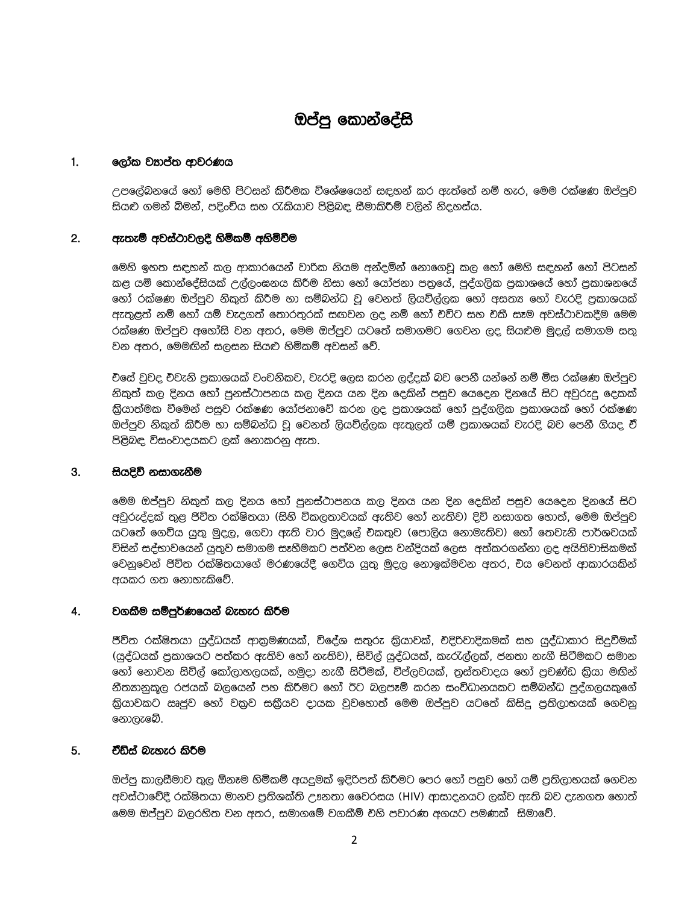# ඔප්පු කොන්දේසි

## 1. ලෝක ව්‍යාප්ත ආවරණය

උපලේඛනයේ හෝ මෙහි පිටසන් කිරීමක විශේෂයෙන් සඳහන් කර ඇත්තේ නම් හැර, මෙම රක්ෂණ ඔප්පුව සියළු ගමන් බිමන්, පදිංචිය සහ රැකියාව පිළිබඳ සීමාකිරීම් වලින් නිදහස්ය.

## 2. ඇතැම් අවස්ථාවලදී හිමිකම් අහිමිවීම

මෙහි ඉහත සඳහන් කල ආකාරයෙන් වාරික නියම අන්දමින් නොගෙවූ කල හෝ මෙහි සඳහන් හෝ පිටසන් කළ යම් කොන්දේසියක් උල්ලංඝනය කිරීම නිසා හෝ යෝජනා පත්‍රයේ, පුද්ගලික ප්‍රකාශයේ හෝ ප්‍රකාශනයේ හෝ රක්ෂණ ඔප්පුව නිකුත් කිරීම හා සම්බන්ධ වූ වෙනත් ලියවිල්ලක හෝ අසත්‍ය හෝ වැරදි ප්‍රකාශයක් ඇතුළත් නම් හෝ යම් වැදගත් තොරතුරක් සඟවන ලද නම් හෝ එවිට සහ එකී සෑම අවස්ථාවකදීම මෙම රක්ෂණ ඔප්පුව අහෝසි වන අතර, මෙම ඔප්පුව යටතේ සමාගමට ගෙවන ලද සියළුම මුදල් සමාගම සතු වන අතර, මෙමගින් සලසන සියළු හිමිකම් අවසන් වේ.

එසේ වුවද එවැනි ප්‍රකාශයක් වංචනිකව, වැරදි ලෙස කරන ලද්දක් බව පෙනී යන්නේ නම් මිස රක්ෂණ ඔප්පුව නිකුත් කල දිනය හෝ පුනස්ථාපනය කල දිනය යන දින දෙකින් පසුව යෙදෙන දිනයේ සිට අවුරුදු දෙකක් ක්‍රියාත්මක වීමෙන් පසුව රක්ෂණ යෝජනාවේ කරන ලද ප්‍රකාශයක් හෝ පුද්ගලික ප්‍රකාශයක් හෝ රක්ෂණ ඔප්පුව නිකුත් කිරීම හා සම්බන්ධ වූ වෙනත් ලියවිල්ලක ඇතුලත් යම් ප්‍රකාශයක් වැරදි බව පෙනී ගියද ඒ පිළිබඳ විසංවාදයකට ලක් නොකරනු ඇත.

## 3. සියදිවි නසාගැනීම

මෙම ඔප්පුව නිකුත් කල දිනය හෝ පුනස්ථාපනය කල දිනය යන දින දෙකින් පසුව යෙදෙන දිනයේ සිට අවුරුද්දක් තුළ ජීවිත රක්ෂිතයා (සිහි විකලතාවයක් ඇතිව හෝ නැතිව) දිවි නසාගත හොත්, මෙම ඔප්පුව යටතේ ගෙවිය යුතු මුදල, ගෙවා ඇති වාර මුදලේ එකතුව (පොලිය නොමැතිව) හෝ තෙවැනි පාර්ශවයක් විසින් සද්භාවයෙන් යුතුව සමාගම සෑහීමකට පත්වන ලෙස වන්දියක් ලෙස අත්කරගන්නා ලද අයිතිවාසිකමක් වෙනුවෙන් ජීවිත රක්ෂිතයාගේ මරණයේදී ගෙවිය යුතු මුදල නොඉක්මවන අතර, එය වෙනත් ආකාරයකින් අයකර ගත නොහැකිවේ.

## 4. වගකීම සම්පූර්ණයෙන් බැහැර කිරීම

ජීවිත රක්ෂිතයා යුද්ධයක් ආක්‍රමණයක්, විදේශ සතුරු ක්‍රියාවක්, එදිරිවාදිකමක් සහ යුද්ධාකාර සිදුවීමක් (යුද්ධයක් ප්‍රකාශයට පත්කර ඇතිව හෝ නැතිව), සිවිල් යුද්ධයක්, කැරැල්ලක්, ජනතා නැගී සිටීමකට සමාන හෝ නොවන සිවිල් කෝලාහලයක්, හමුදා නැගී සිටීමක්, විප්ලවයක්, ත්‍රස්තවාදය හෝ ප්‍රචණ්ඩ ක්‍රියා මගින් නීත්‍යානුකූල රජයක් බලයෙන් පහ කිරීමට හෝ ඊට බලපෑම් කරන සංවිධානයකට සම්බන්ධ පුද්ගලයකුගේ ක්‍රියාවකට සෘජුව හෝ වක්‍රව සක්‍රීයව දායක වුවහොත් මෙම ඔප්පුව යටතේ කිසිදු ප්‍රතිලාභයක් ගෙවනු නොලැබේ.

## 5. ඒඩ්ස් බැහැර කිරීම

ඔප්පු කාලසීමාව තුල ඕනෑම හිමිකම් අයදුමක් ඉදිරිපත් කිරීමට පෙර හෝ පසුව හෝ යම් ප්‍රතිලාභයක් ගෙවන අවස්ථාවේදී රක්ෂිතයා මානව ප්‍රතිශක්ති ඌනතා වෛරසය (HIV) ආසාදනයට ලක්ව ඇති බව දැනගත හොත් මෙම ඔප්පුව බලරහිත වන අතර, සමාගමේ වගකීම් එහි පවාරණ අගයට පමණක් සීමාවේ.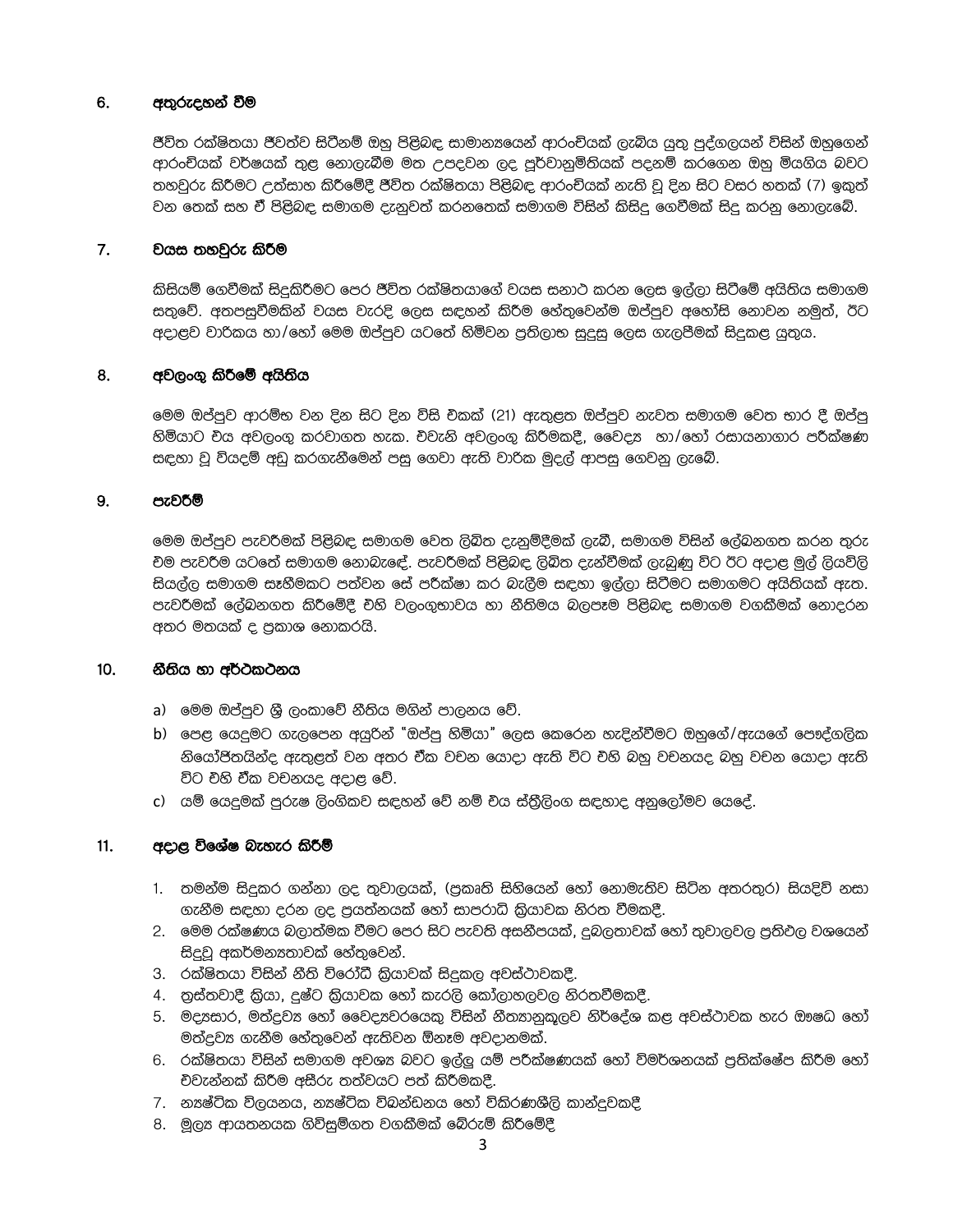## 6. අතුරුදහන් වීම

ජීවිත රක්ෂිතයා ජීවත්ව සිටීනම් ඔහු පිළිබඳ සාමාන්‍යයෙන් ආරංචියක් ලැබිය යුතු පුද්ගලයන් විසින් ඔහුගෙන් ආරංචියක් වර්ෂයක් තුළ නොලැබීම මත උපදවන ලද පූර්වානුමිතියක් පදනම් කරගෙන ඔහු මියගිය බවට තහවුරු කිරීමට උත්සාහ කිරීමේදී ජීවිත රක්ෂිතයා පිළිබඳ ආරංචියක් නැති වූ දින සිට වසර හතක් (7) ඉකුත් වන තෙක් සහ ඒ පිළිබඳ සමාගම දැනුවත් කරනතෙක් සමාගම විසින් කිසිදු ගෙවීමක් සිදු කරනු නොලැබේ.

## 7. වයස තහවුරු කිරීම

කිසියම් ගෙවීමක් සිදුකිරීමට පෙර ජීවිත රක්ෂිතයාගේ වයස සනාථ කරන ලෙස ඉල්ලා සිටීමේ අයිතිය සමාගම සතුවේ. අතපසුවීමකින් වයස වැරදි ලෙස සඳහන් කිරීම හේතුවෙන්ම ඔප්පුව අහෝසි නොවන නමුත්, ඊට අදාළව වාරිකය හා/හෝ මෙම ඔප්පුව යටතේ හිමිවන ප්‍රතිලාභ සුදුසු ලෙස ගැලපීමක් සිදුකළ යුතුය.

## 8. අවලංගු කිරීමේ අයිතිය

මෙම ඔප්පුව ආරම්භ වන දින සිට දින විසි එකක් (21) ඇතුළත ඔප්පුව නැවත සමාගම වෙත භාර දී ඔප්පු හිමියාට එය අවලංගු කරවාගත හැක. එවැනි අවලංගු කිරීමකදී, වෛද්‍ය හා/හෝ රසායනාගාර පරීක්ෂණ සඳහා වූ වියදම් අඩු කරගැනීමෙන් පසු ගෙවා ඇති වාරික මුදල් ආපසු ගෙවනු ලැබේ.

## 9. පැවරීම්

මෙම ඔප්පුව පැවරීමක් පිළිබඳ සමාගම වෙත ලිඛිත දැනුම්දීමක් ලැබී, සමාගම විසින් ලේඛනගත කරන තුරු එම පැවරීම යටතේ සමාගම නොබැඳේ. පැවරීමක් පිළිබඳ ලිඛිත දැන්වීමක් ලැබුණු විට ඊට අදාළ මුල් ලියවිලි සියල්ල සමාගම සෑහීමකට පත්වන සේ පරීක්ෂා කර බැලීම සඳහා ඉල්ලා සිටීමට සමාගමට අයිතියක් ඇත. පැවරීමක් ලේඛනගත කිරීමේදී එහි වලංගුභාවය හා නීතිමය බලපෑම පිළිබඳ සමාගම වගකීමක් නොදරන අතර මතයක් ද ප්‍රකාශ නොකරයි.

## 10. නීතිය හා අර්ථකථනය

a) මෙම ඔප්පුව ශ්‍රී ලංකාවේ නීතිය මගින් පාලනය වේ.

b) පෙළ යෙදුමට ගැලපෙන අයුරින් "ඔප්පු හිමියා" ලෙස කෙරෙන හැඳින්වීමට ඔහුගේ/ඇයගේ පෞද්ගලික නියෝජිතයින්ද ඇතුළත් වන අතර ඒක වචන යොදා ඇති විට එහි බහු වචනයද බහු වචන යොදා ඇති විට එහි ඒක වචනයද අදාළ වේ.

c) යම් යෙදුමක් පුරුෂ ලිංගිකව සඳහන් වේ නම් එය ස්ත්‍රීලිංග සඳහාද අනුලෝමව යෙදේ.

## 11. අදාළ විශේෂ බැහැර කිරීම්

1. තමන්ම සිදුකර ගන්නා ලද තුවාලයක්, (ප්‍රකෘති සිහියෙන් හෝ නොමැතිව සිටින අතරතුර) සියදිවි නසා ගැනීම සඳහා දරන ලද ප්‍රයත්නයක් හෝ සාපරාධී ක්‍රියාවක නිරත වීමකදී.
2. මෙම රක්ෂණය බලාත්මක වීමට පෙර සිට පැවති අසනීපයක්, දුබලතාවක් හෝ තුවාලවල ප්‍රතිඵල වශයෙන් සිදුවූ අකර්මන්‍යතාවක් හේතුවෙන්.
3. රක්ෂිතයා විසින් නීති විරෝධී ක්‍රියාවක් සිදුකල අවස්ථාවකදී.
4. ත්‍රස්තවාදී ක්‍රියා, දුෂ්ට ක්‍රියාවක හෝ කැරලි කෝලාහලවල නිරතවීමකදී.
5. මද්‍යසාර, මත්ද්‍රව්‍ය හෝ වෛද්‍යවරයෙකු විසින් නීත්‍යානුකූලව නිර්දේශ කළ අවස්ථාවක හැර ඖෂධ හෝ මත්ද්‍රව්‍ය ගැනීම හේතුවෙන් ඇතිවන ඕනෑම අවදානමක්.
6. රක්ෂිතයා විසින් සමාගම අවශ්‍ය බවට ඉල්ලූ යම් පරීක්ෂණයක් හෝ විමර්ශනයක් ප්‍රතික්ෂේප කිරීම හෝ එවැන්නක් කිරීම අසීරු තත්වයට පත් කිරීමකදී.
7. න්‍යෂ්ටික විලයනය, න්‍යෂ්ටික විඛන්ඩනය හෝ විකිරණශීලි කාන්දුවකදී
8. මූල්‍ය ආයතනයක ගිවිසුම්ගත වගකීමක් බේරුම් කිරීමේදී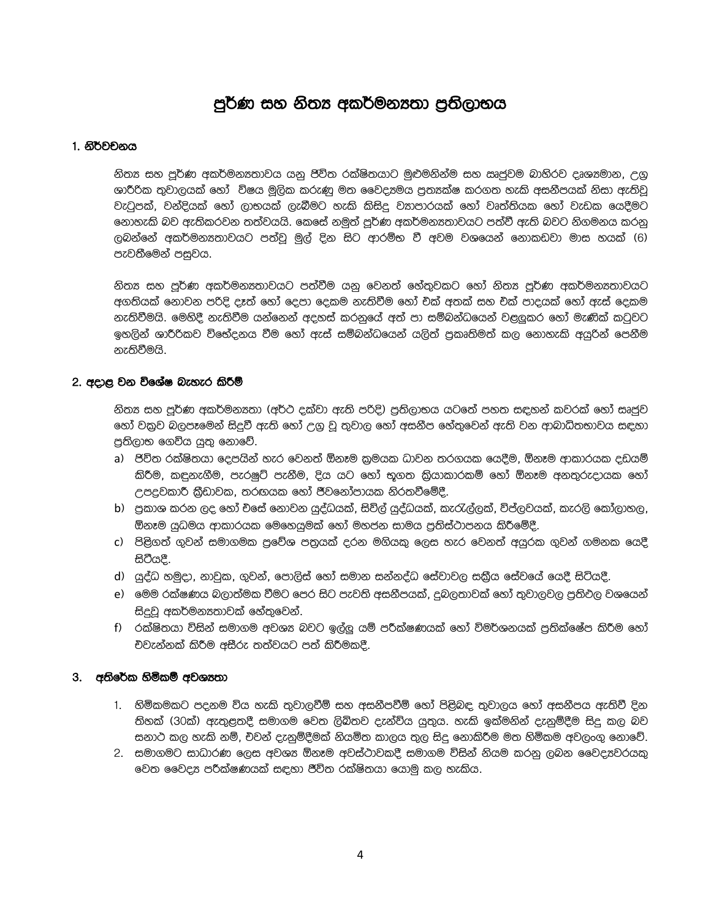# පූර්ණ සහ නිත්‍ය අකර්මන්‍යතා ප්‍රතිලාභය

## 1. නිර්වචනය

නිත්‍ය සහ පූර්ණ අකර්මන්‍යතාවය යනු ජීවිත රක්ෂිතයාට මුළුමනින්ම සහ සෑපුවම බාහිරව දෘශ්‍යමාන, උග්‍ර ශාරීරික තුවාලයක් හෝ විෂය මූලික කරුණු මත වෛද්‍යමය ප්‍රත්‍යක්ෂ කරගත හැකි අසනීපයක් නිසා ඇතිවූ වැටුපක්, වන්දියක් හෝ ලාභයක් ලැබීමට හැකි කිසිදු ව්‍යාපාරයක් හෝ වෘත්තියක හෝ වැඩක යෙදීමට නොහැකි බව ඇතිකරවන තත්වයයි. කෙසේ නමුත් පූර්ණ අකර්මන්‍යතාවයට පත්වී ඇති බවට නිගමනය කරනු ලබන්නේ අකර්මන්‍යතාවයට පත්වූ මුල් දින සිට ආරම්භ වී අවම වශයෙන් නොකඩවා මාස හයක් (6) පැවතීමෙන් පසුවය.

නිත්‍ය සහ පූර්ණ අකර්මන්‍යතාවයට පත්වීම යනු වෙනත් හේතුවකට හෝ නිත්‍ය පූර්ණ අකර්මන්‍යතාවයට අගතියක් නොවන පරිදි දෑත් හෝ දෙපා දෙකම නැතිවීම හෝ එක් අතක් සහ එක් පාදයක් හෝ ඇස් දෙකම නැතිවීමයි. මෙහිදී නැතිවීම යන්නෙන් අදහස් කරනුයේ අත් පා සම්බන්ධයෙන් වළලුකර හෝ මැණික් කටුවට ඉහලින් ශාරීරිකව විච්ඡේදනය වීම හෝ ඇස් සම්බන්ධයෙන් යලිත් ප්‍රකෘතිමත් කල නොහැකි අයුරින් පෙනීම නැතිවීමයි.

## 2. අදාළ වන විශේෂ බැහැර කිරීම්

නිත්‍ය සහ පූර්ණ අකර්මන්‍යතා (අර්ථ දක්වා ඇති පරිදි) ප්‍රතිලාභය යටතේ පහත සඳහන් කවරක් හෝ සෘජුව හෝ වක්‍රව බලපෑමෙන් සිදුවී ඇති හෝ උග්‍ර වූ තුවාල හෝ අසනීප හේතුවෙන් ඇති වන ආබාධිතභාවය සඳහා ප්‍රතිලාභ ගෙවිය යුතු නොවේ.

a) ජීවිත රක්ෂිතයා දෙපයින් හැර වෙනත් ඕනෑම ක්‍රමයක ධාවන තරගයක යෙදීම, ඕනෑම ආකාරයක දඩයම් කිරීම, කඳුනැගීම, පැරෂුට් පැනීම, දිය යට හෝ භූගත ක්‍රියාකාරකම් හෝ ඕනෑම අනතුරුදායක හෝ උපද්‍රවකාරී ක්‍රීඩාවක, තරඟයක හෝ ජීවනෝපායක නිරතවීමේදී.

b) ප්‍රකාශ කරන ලද හෝ එසේ නොවන යුද්ධයක්, සිවිල් යුද්ධයක්, කැරැල්ලක්, විප්ලවයක්, කැරලි කෝලාහල, ඕනෑම යුධමය ආකාරයක මෙහෙයුමක් හෝ මහජන සාමය ප්‍රතිස්ථාපනය කිරීමේදී.

c) පිළිගත් ගුවන් සමාගමක ප්‍රවේශ පත්‍රයක් දරන මගියකු ලෙස හැර වෙනත් අයුරක ගුවන් ගමනක යෙදී සිටියදී.

d) යුද්ධ හමුදා, නාවුක, ගුවන්, පොලිස් හෝ සමාන සන්නද්ධ සේවාවල සක්‍රීය සේවයේ යෙදී සිටියදී.

e) මෙම රක්ෂණය බලාත්මක වීමට පෙර සිට පැවති අසනීපයක්, දුබලතාවක් හෝ තුවාලවල ප්‍රතිඵල වශයෙන් සිදුවූ අකර්මන්‍යතාවක් හේතුවෙන්.

f) රක්ෂිතයා විසින් සමාගම අවශ්‍ය බවට ඉල්ලූ යම් පරීක්ෂණයක් හෝ විමර්ශනයක් ප්‍රතික්ෂේප කිරීම හෝ එවැන්නක් කිරීම අසීරු තත්වයට පත් කිරීමකදී.

## 3. අතිරේක හිමිකම් අවශ්‍යතා

1. හිමිකමකට පදනම විය හැකි තුවාලවීම් සහ අසනීපවීම් හෝ පිළිබඳ තුවාලය හෝ අසනීපය ඇතිවී දින තිහක් (30ක්) ඇතුළතදී සමාගම වෙත ලිඛිතව දැන්විය යුතුය. හැකි ඉක්මනින් දැනුම්දීම සිදු කල බව සනාථ කල හැකි නම්, එවන් දැනුම්දීමක් නියමිත කාලය තුල සිදු නොකිරීම මත හිමිකම අවලංගු නොවේ.
2. සමාගමට සාධාරණ ලෙස අවශ්‍ය ඕනෑම අවස්ථාවකදී සමාගම විසින් නියම කරනු ලබන වෛද්‍යවරයකු වෙත වෛද්‍ය පරීක්ෂණයක් සඳහා ජීවිත රක්ෂිතයා යොමු කල හැකිය.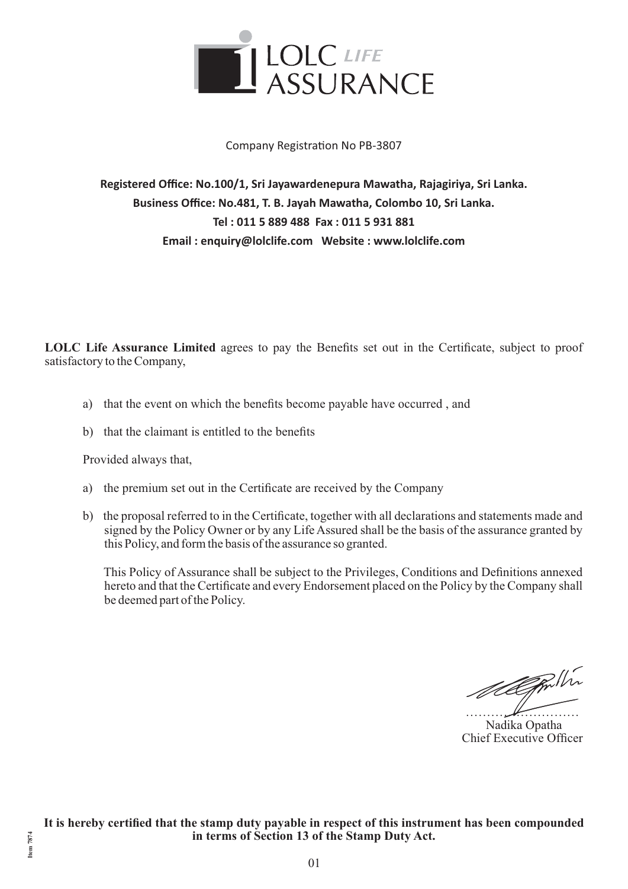# LOLC LIFE ASSURANCE

Company Registration No PB-3807

**Registered Office: No.100/1, Sri Jayawardenepura Mawatha, Rajagiriya, Sri Lanka.**
**Business Office: No.481, T. B. Jayah Mawatha, Colombo 10, Sri Lanka.**
**Tel : 011 5 889 488 Fax : 011 5 931 881**
**Email : enquiry@lolclife.com Website : www.lolclife.com**

**LOLC Life Assurance Limited** agrees to pay the Benefits set out in the Certificate, subject to proof satisfactory to the Company,

a) that the event on which the benefits become payable have occurred , and

b) that the claimant is entitled to the benefits

Provided always that,

a) the premium set out in the Certificate are received by the Company

b) the proposal referred to in the Certificate, together with all declarations and statements made and signed by the Policy Owner or by any Life Assured shall be the basis of the assurance granted by this Policy, and form the basis of the assurance so granted.

This Policy of Assurance shall be subject to the Privileges, Conditions and Definitions annexed hereto and that the Certificate and every Endorsement placed on the Policy by the Company shall be deemed part of the Policy.

……………………………
Nadika Opatha
Chief Executive Officer

**It is hereby certified that the stamp duty payable in respect of this instrument has been compounded in terms of Section 13 of the Stamp Duty Act.**

Item 7874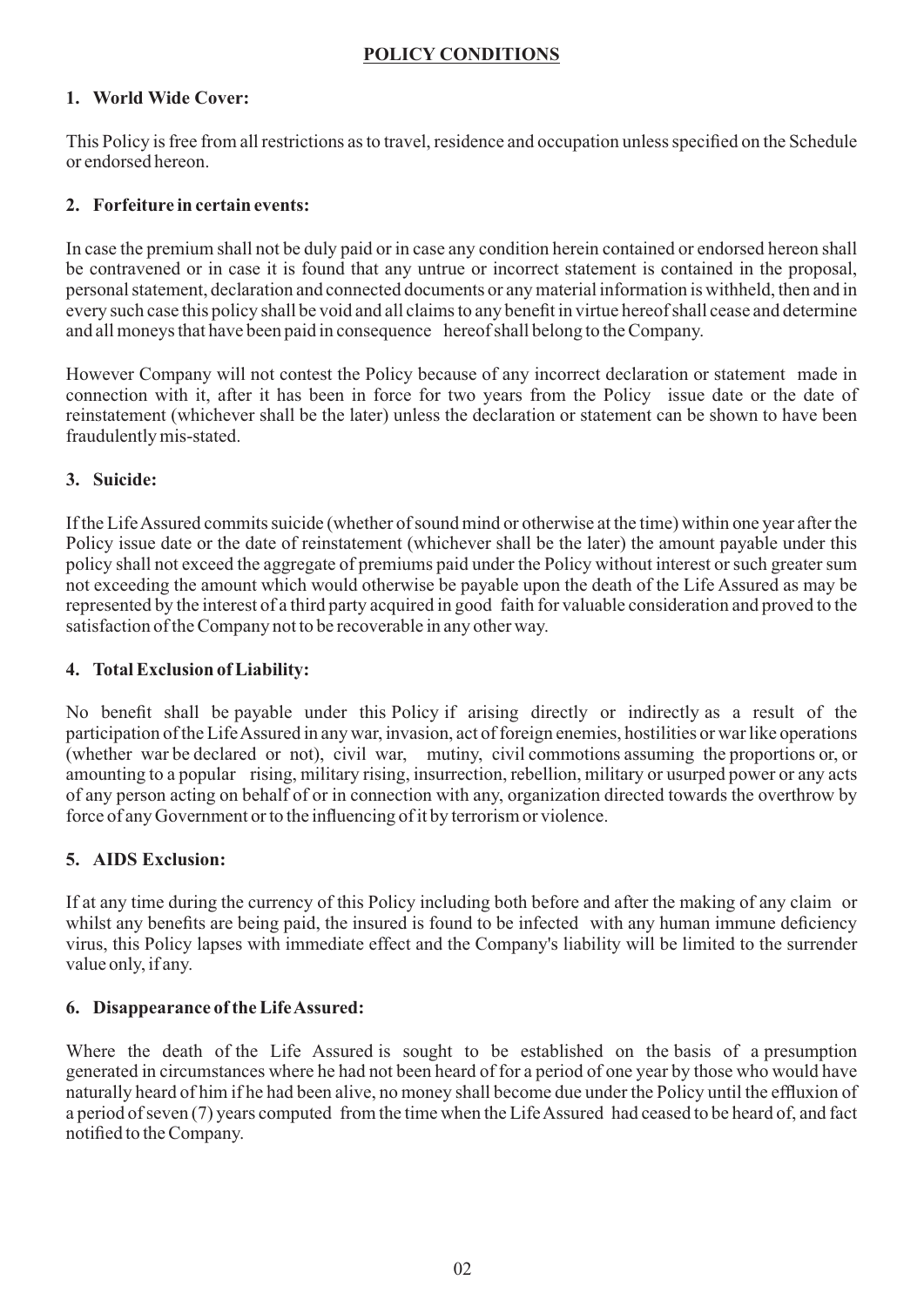## POLICY CONDITIONS

### 1. World Wide Cover:

This Policy is free from all restrictions as to travel, residence and occupation unless specified on the Schedule or endorsed hereon.

### 2. Forfeiture in certain events:

In case the premium shall not be duly paid or in case any condition herein contained or endorsed hereon shall be contravened or in case it is found that any untrue or incorrect statement is contained in the proposal, personal statement, declaration and connected documents or any material information is withheld, then and in every such case this policy shall be void and all claims to any benefit in virtue hereof shall cease and determine and all moneys that have been paid in consequence hereof shall belong to the Company.

However Company will not contest the Policy because of any incorrect declaration or statement made in connection with it, after it has been in force for two years from the Policy issue date or the date of reinstatement (whichever shall be the later) unless the declaration or statement can be shown to have been fraudulently mis-stated.

### 3. Suicide:

If the Life Assured commits suicide (whether of sound mind or otherwise at the time) within one year after the Policy issue date or the date of reinstatement (whichever shall be the later) the amount payable under this policy shall not exceed the aggregate of premiums paid under the Policy without interest or such greater sum not exceeding the amount which would otherwise be payable upon the death of the Life Assured as may be represented by the interest of a third party acquired in good faith for valuable consideration and proved to the satisfaction of the Company not to be recoverable in any other way.

### 4. Total Exclusion of Liability:

No benefit shall be payable under this Policy if arising directly or indirectly as a result of the participation of the Life Assured in any war, invasion, act of foreign enemies, hostilities or war like operations (whether war be declared or not), civil war, mutiny, civil commotions assuming the proportions or, or amounting to a popular rising, military rising, insurrection, rebellion, military or usurped power or any acts of any person acting on behalf of or in connection with any, organization directed towards the overthrow by force of any Government or to the influencing of it by terrorism or violence.

### 5. AIDS Exclusion:

If at any time during the currency of this Policy including both before and after the making of any claim or whilst any benefits are being paid, the insured is found to be infected with any human immune deficiency virus, this Policy lapses with immediate effect and the Company's liability will be limited to the surrender value only, if any.

### 6. Disappearance of the Life Assured:

Where the death of the Life Assured is sought to be established on the basis of a presumption generated in circumstances where he had not been heard of for a period of one year by those who would have naturally heard of him if he had been alive, no money shall become due under the Policy until the effluxion of a period of seven (7) years computed from the time when the Life Assured had ceased to be heard of, and fact notified to the Company.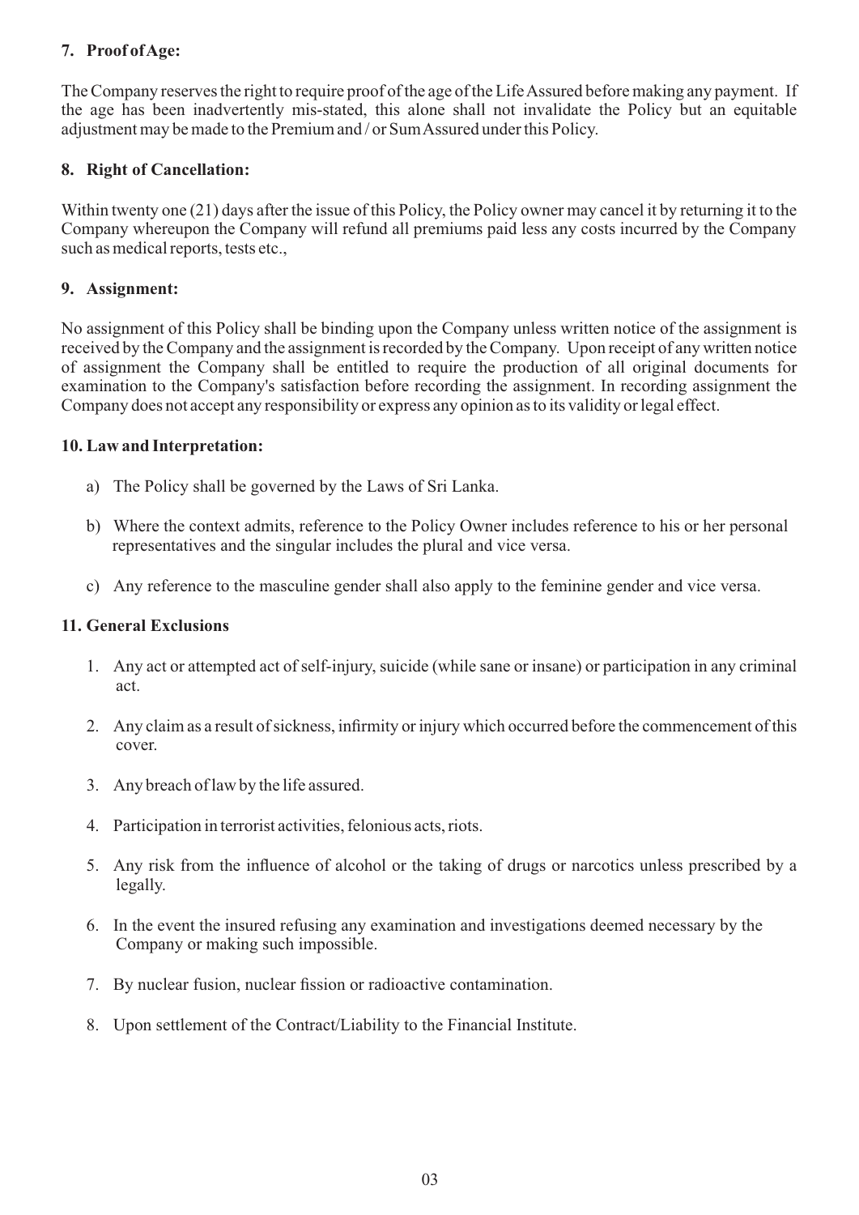**7. Proof of Age:**

The Company reserves the right to require proof of the age of the Life Assured before making any payment. If the age has been inadvertently mis-stated, this alone shall not invalidate the Policy but an equitable adjustment may be made to the Premium and / or Sum Assured under this Policy.

**8. Right of Cancellation:**

Within twenty one (21) days after the issue of this Policy, the Policy owner may cancel it by returning it to the Company whereupon the Company will refund all premiums paid less any costs incurred by the Company such as medical reports, tests etc.,

**9. Assignment:**

No assignment of this Policy shall be binding upon the Company unless written notice of the assignment is received by the Company and the assignment is recorded by the Company. Upon receipt of any written notice of assignment the Company shall be entitled to require the production of all original documents for examination to the Company's satisfaction before recording the assignment. In recording assignment the Company does not accept any responsibility or express any opinion as to its validity or legal effect.

**10. Law and Interpretation:**

a) The Policy shall be governed by the Laws of Sri Lanka.

b) Where the context admits, reference to the Policy Owner includes reference to his or her personal representatives and the singular includes the plural and vice versa.

c) Any reference to the masculine gender shall also apply to the feminine gender and vice versa.

**11. General Exclusions**

1. Any act or attempted act of self-injury, suicide (while sane or insane) or participation in any criminal act.
2. Any claim as a result of sickness, infirmity or injury which occurred before the commencement of this cover.
3. Any breach of law by the life assured.
4. Participation in terrorist activities, felonious acts, riots.
5. Any risk from the influence of alcohol or the taking of drugs or narcotics unless prescribed by a legally.
6. In the event the insured refusing any examination and investigations deemed necessary by the Company or making such impossible.
7. By nuclear fusion, nuclear fission or radioactive contamination.
8. Upon settlement of the Contract/Liability to the Financial Institute.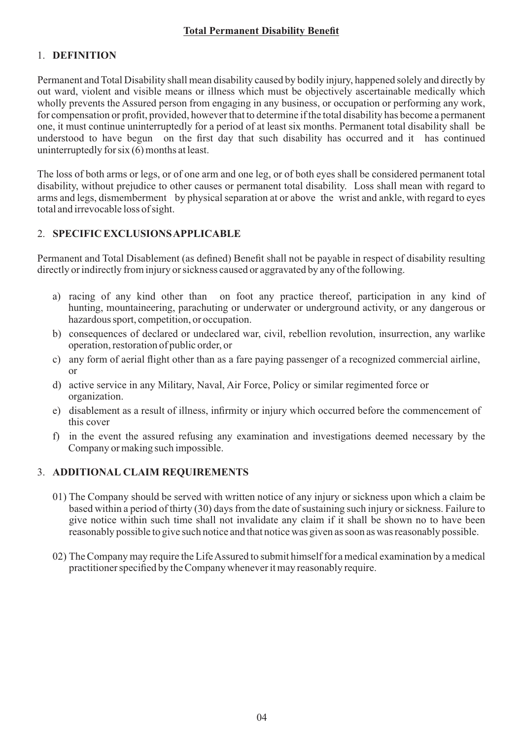## Total Permanent Disability Benefit

### 1. DEFINITION

Permanent and Total Disability shall mean disability caused by bodily injury, happened solely and directly by out ward, violent and visible means or illness which must be objectively ascertainable medically which wholly prevents the Assured person from engaging in any business, or occupation or performing any work, for compensation or profit, provided, however that to determine if the total disability has become a permanent one, it must continue uninterruptedly for a period of at least six months. Permanent total disability shall be understood to have begun on the first day that such disability has occurred and it has continued uninterruptedly for six (6) months at least.

The loss of both arms or legs, or of one arm and one leg, or of both eyes shall be considered permanent total disability, without prejudice to other causes or permanent total disability. Loss shall mean with regard to arms and legs, dismemberment by physical separation at or above the wrist and ankle, with regard to eyes total and irrevocable loss of sight.

### 2. SPECIFIC EXCLUSIONS APPLICABLE

Permanent and Total Disablement (as defined) Benefit shall not be payable in respect of disability resulting directly or indirectly from injury or sickness caused or aggravated by any of the following.

a) racing of any kind other than on foot any practice thereof, participation in any kind of hunting, mountaineering, parachuting or underwater or underground activity, or any dangerous or hazardous sport, competition, or occupation.

b) consequences of declared or undeclared war, civil, rebellion revolution, insurrection, any warlike operation, restoration of public order, or

c) any form of aerial flight other than as a fare paying passenger of a recognized commercial airline, or

d) active service in any Military, Naval, Air Force, Policy or similar regimented force or organization.

e) disablement as a result of illness, infirmity or injury which occurred before the commencement of this cover

f) in the event the assured refusing any examination and investigations deemed necessary by the Company or making such impossible.

### 3. ADDITIONAL CLAIM REQUIREMENTS

01) The Company should be served with written notice of any injury or sickness upon which a claim be based within a period of thirty (30) days from the date of sustaining such injury or sickness. Failure to give notice within such time shall not invalidate any claim if it shall be shown no to have been reasonably possible to give such notice and that notice was given as soon as was reasonably possible.

02) The Company may require the Life Assured to submit himself for a medical examination by a medical practitioner specified by the Company whenever it may reasonably require.